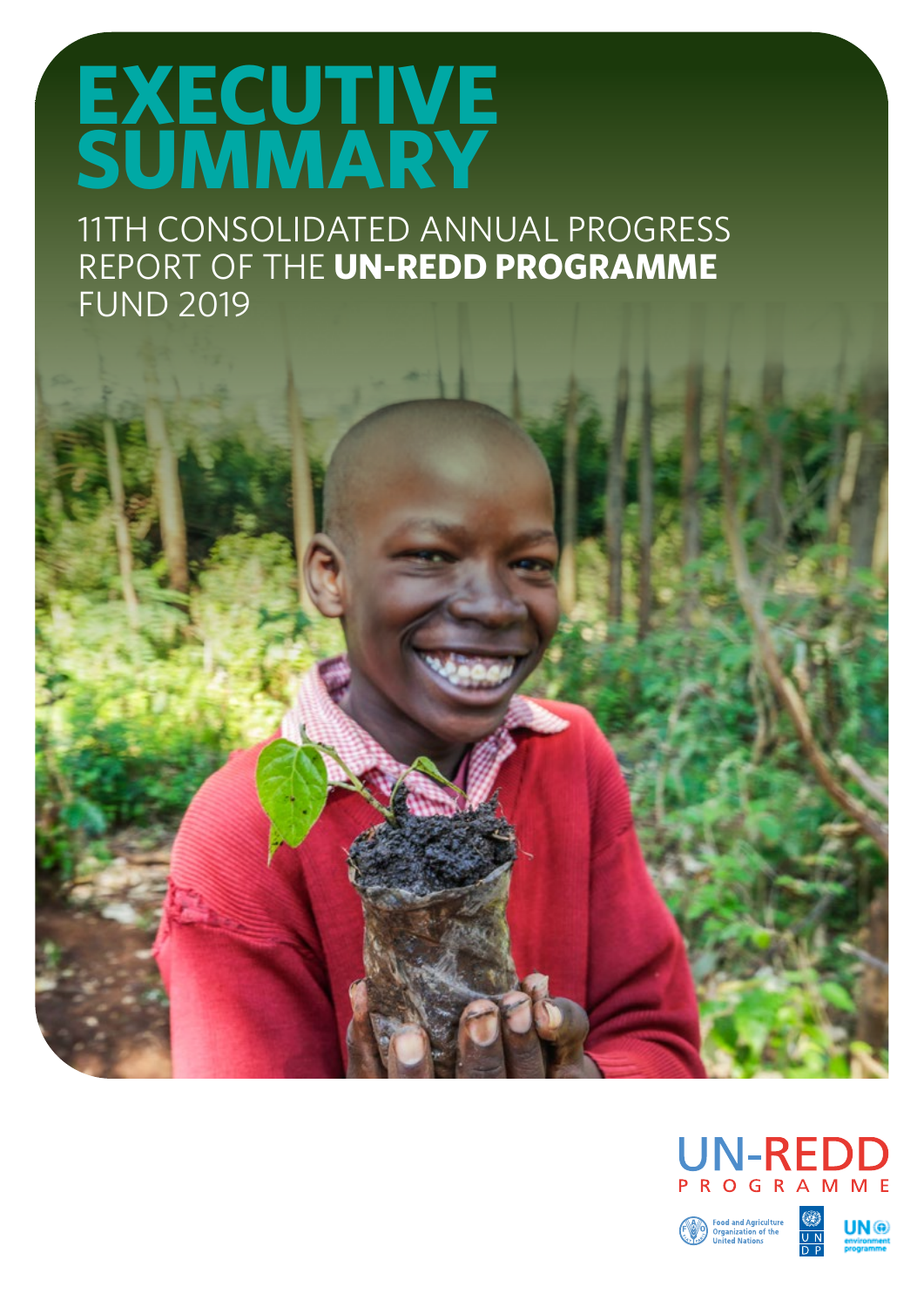# EXECUTIVE SUMMARY

## 11TH CONSOLIDATED ANNUAL PROGRESS REPORT OF THE **UN-REDD PROGRAMME** FUND 2019

UN-REDD PROGRAMME

Food and Agriculture Organization of the United Nations

UNDP

UN environment programme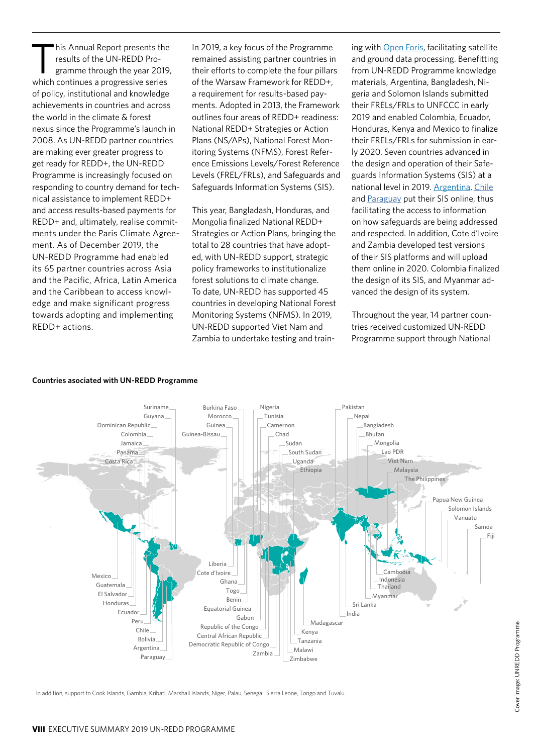This Annual Report presents the results of the UN-REDD Programme through the year 2019, which continues a progressive series of policy, institutional and knowledge achievements in countries and across the world in the climate & forest nexus since the Programme's launch in 2008. As UN-REDD partner countries are making ever greater progress to get ready for REDD+, the UN-REDD Programme is increasingly focused on responding to country demand for technical assistance to implement REDD+ and access results-based payments for REDD+ and, ultimately, realise commitments under the Paris Climate Agreement. As of December 2019, the UN-REDD Programme had enabled its 65 partner countries across Asia and the Pacific, Africa, Latin America and the Caribbean to access knowledge and make significant progress towards adopting and implementing REDD+ actions.

In 2019, a key focus of the Programme remained assisting partner countries in their efforts to complete the four pillars of the Warsaw Framework for REDD+, a requirement for results-based payments. Adopted in 2013, the Framework outlines four areas of REDD+ readiness: National REDD+ Strategies or Action Plans (NS/APs), National Forest Monitoring Systems (NFMS), Forest Reference Emissions Levels/Forest Reference Levels (FREL/FRLs), and Safeguards and Safeguards Information Systems (SIS).

This year, Bangladesh, Honduras, and Mongolia finalized National REDD+ Strategies or Action Plans, bringing the total to 28 countries that have adopted, with UN-REDD support, strategic policy frameworks to institutionalize forest solutions to climate change. To date, UN-REDD has supported 45 countries in developing National Forest Monitoring Systems (NFMS). In 2019, UN-REDD supported Viet Nam and Zambia to undertake testing and training with Open Foris, facilitating satellite and ground data processing. Benefitting from UN-REDD Programme knowledge materials, Argentina, Bangladesh, Nigeria and Solomon Islands submitted their FRELs/FRLs to UNFCCC in early 2019 and enabled Colombia, Ecuador, Honduras, Kenya and Mexico to finalize their FRELs/FRLs for submission in early 2020. Seven countries advanced in the design and operation of their Safeguards Information Systems (SIS) at a national level in 2019. Argentina, Chile and Paraguay put their SIS online, thus facilitating the access to information on how safeguards are being addressed and respected. In addition, Cote d'Ivoire and Zambia developed test versions of their SIS platforms and will upload them online in 2020. Colombia finalized the design of its SIS, and Myanmar advanced the design of its system.

Throughout the year, 14 partner countries received customized UN-REDD Programme support through National

**Countries asociated with UN-REDD Programme**

Suriname, Guyana, Dominican Republic, Colombia, Jamaica, Panama, Costa Rica, Mexico, Guatemala, El Salvador, Honduras, Ecuador, Peru, Chile, Bolivia, Argentina, Paraguay, Burkina Faso, Morocco, Guinea, Guinea-Bissau, Nigeria, Tunisia, Cameroon, Chad, Sudan, South Sudan, Uganda, Ethiopia, Liberia, Cote d'Ivoire, Ghana, Togo, Benin, Equatorial Guinea, Gabon, Republic of the Congo, Central African Republic, Democratic Republic of Congo, Zambia, Madagascar, Kenya, Tanzania, Malawi, Zimbabwe, Pakistan, Nepal, Bangladesh, Bhutan, Mongolia, Lao PDR, Viet Nam, Malaysia, The Philippines, Papua New Guinea, Solomon Islands, Vanuatu, Samoa, Fiji, Cambodia, Indonesia, Thailand, Myanmar, Sri Lanka, India

In addition, support to Cook Islands, Gambia, Kiribati, Marshall Islands, Niger, Palau, Senegal, Sierra Leone, Tongo and Tuvalu.

Cover image: UNREDD Programme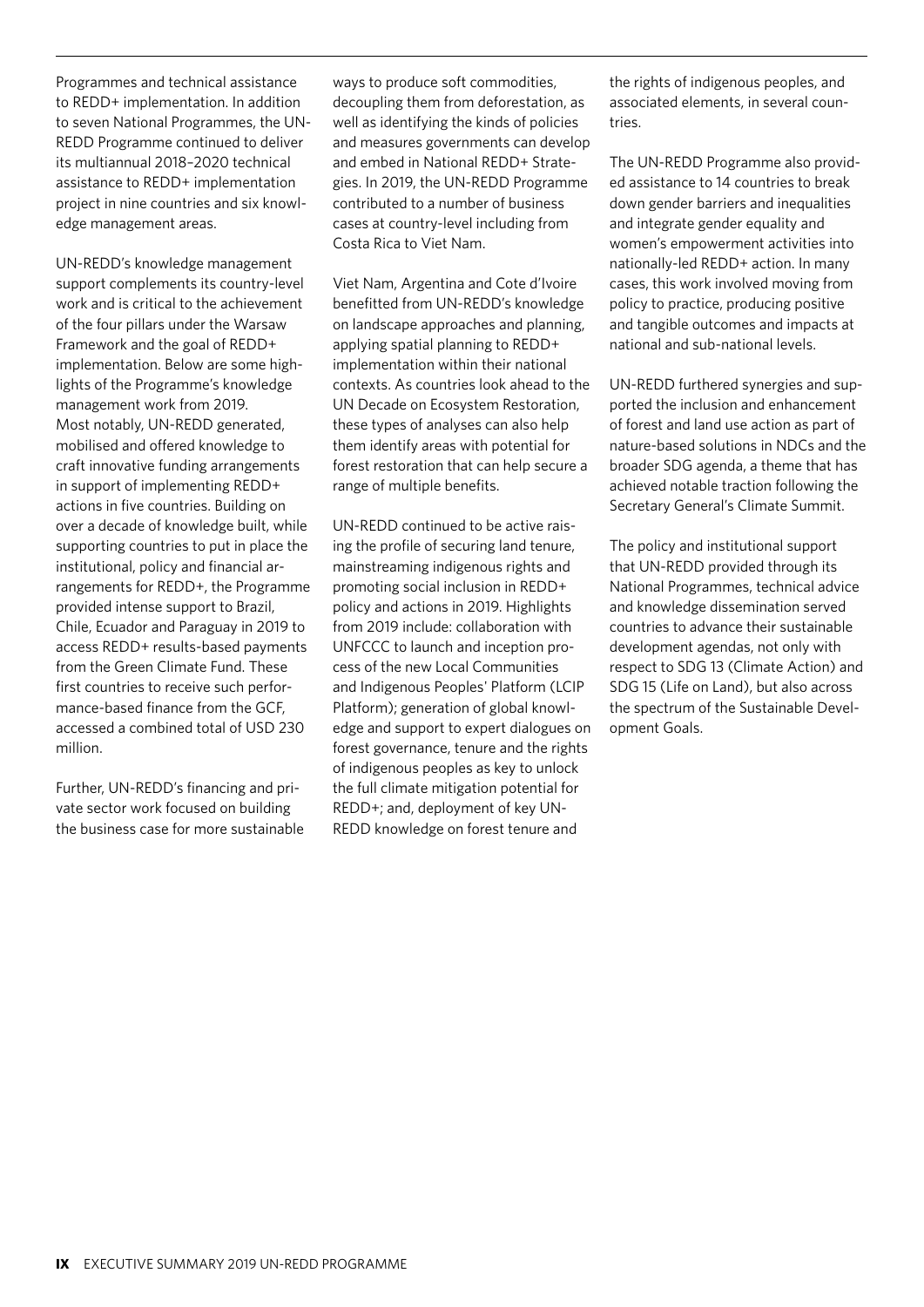Programmes and technical assistance to REDD+ implementation. In addition to seven National Programmes, the UN-REDD Programme continued to deliver its multiannual 2018–2020 technical assistance to REDD+ implementation project in nine countries and six knowledge management areas.

UN-REDD's knowledge management support complements its country-level work and is critical to the achievement of the four pillars under the Warsaw Framework and the goal of REDD+ implementation. Below are some highlights of the Programme's knowledge management work from 2019.
Most notably, UN-REDD generated, mobilised and offered knowledge to craft innovative funding arrangements in support of implementing REDD+ actions in five countries. Building on over a decade of knowledge built, while supporting countries to put in place the institutional, policy and financial arrangements for REDD+, the Programme provided intense support to Brazil, Chile, Ecuador and Paraguay in 2019 to access REDD+ results-based payments from the Green Climate Fund. These first countries to receive such performance-based finance from the GCF, accessed a combined total of USD 230 million.

Further, UN-REDD's financing and private sector work focused on building the business case for more sustainable ways to produce soft commodities, decoupling them from deforestation, as well as identifying the kinds of policies and measures governments can develop and embed in National REDD+ Strategies. In 2019, the UN-REDD Programme contributed to a number of business cases at country-level including from Costa Rica to Viet Nam.

Viet Nam, Argentina and Cote d'Ivoire benefitted from UN-REDD's knowledge on landscape approaches and planning, applying spatial planning to REDD+ implementation within their national contexts. As countries look ahead to the UN Decade on Ecosystem Restoration, these types of analyses can also help them identify areas with potential for forest restoration that can help secure a range of multiple benefits.

UN-REDD continued to be active raising the profile of securing land tenure, mainstreaming indigenous rights and promoting social inclusion in REDD+ policy and actions in 2019. Highlights from 2019 include: collaboration with UNFCCC to launch and inception process of the new Local Communities and Indigenous Peoples' Platform (LCIP Platform); generation of global knowledge and support to expert dialogues on forest governance, tenure and the rights of indigenous peoples as key to unlock the full climate mitigation potential for REDD+; and, deployment of key UN-REDD knowledge on forest tenure and the rights of indigenous peoples, and associated elements, in several countries.

The UN-REDD Programme also provided assistance to 14 countries to break down gender barriers and inequalities and integrate gender equality and women's empowerment activities into nationally-led REDD+ action. In many cases, this work involved moving from policy to practice, producing positive and tangible outcomes and impacts at national and sub-national levels.

UN-REDD furthered synergies and supported the inclusion and enhancement of forest and land use action as part of nature-based solutions in NDCs and the broader SDG agenda, a theme that has achieved notable traction following the Secretary General's Climate Summit.

The policy and institutional support that UN-REDD provided through its National Programmes, technical advice and knowledge dissemination served countries to advance their sustainable development agendas, not only with respect to SDG 13 (Climate Action) and SDG 15 (Life on Land), but also across the spectrum of the Sustainable Development Goals.